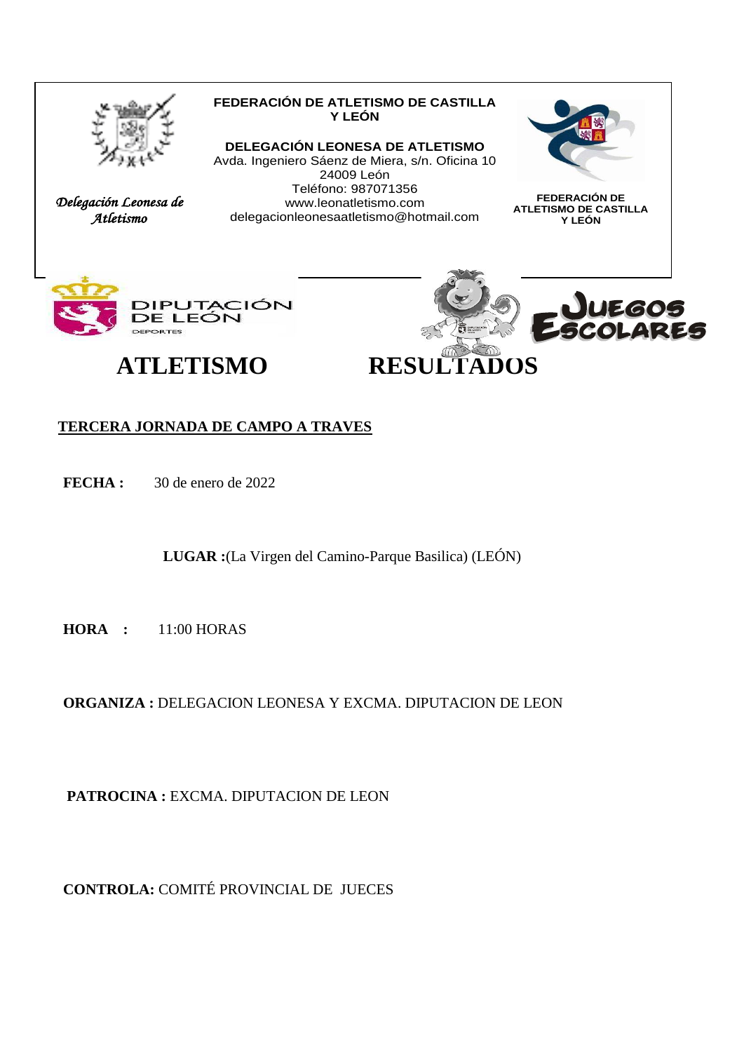*Delegación Leonesa de Atletismo*

**FEDERACIÓN DE ATLETISMO DE CASTILLA Y LEÓN**

**DELEGACIÓN LEONESA DE ATLETISMO**
Avda. Ingeniero Sáenz de Miera, s/n. Oficina 10
24009 León
Teléfono: 987071356
www.leonatletismo.com
delegacionleonesaatletismo@hotmail.com

**FEDERACIÓN DE ATLETISMO DE CASTILLA Y LEÓN**

DIPUTACIÓN DE LEÓN
DEPORTES

JUEGOS ESCOLARES

# ATLETISMO RESULTADOS

**TERCERA JORNADA DE CAMPO A TRAVES**

**FECHA :** 30 de enero de 2022

**LUGAR :**(La Virgen del Camino-Parque Basilica) (LEÓN)

**HORA :** 11:00 HORAS

**ORGANIZA :** DELEGACION LEONESA Y EXCMA. DIPUTACION DE LEON

**PATROCINA :** EXCMA. DIPUTACION DE LEON

**CONTROLA:** COMITÉ PROVINCIAL DE JUECES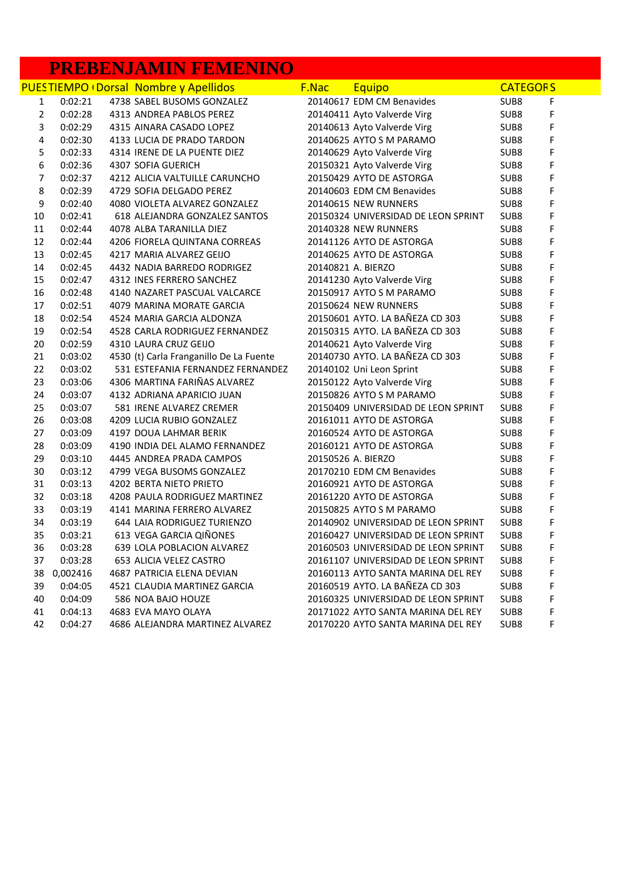# PREBENJAMIN FEMENINO

| PUES | TIEMPO ( | Dorsal | Nombre y Apellidos | F.Nac | Equipo | CATEGOR | S |
|---|---|---|---|---|---|---|---|
| 1 | 0:02:21 | 4738 | SABEL BUSOMS GONZALEZ | 20140617 | EDM CM Benavides | SUB8 | F |
| 2 | 0:02:28 | 4313 | ANDREA PABLOS PEREZ | 20140411 | Ayto Valverde Virg | SUB8 | F |
| 3 | 0:02:29 | 4315 | AINARA CASADO LOPEZ | 20140613 | Ayto Valverde Virg | SUB8 | F |
| 4 | 0:02:30 | 4133 | LUCIA DE PRADO TARDON | 20140625 | AYTO S M PARAMO | SUB8 | F |
| 5 | 0:02:33 | 4314 | IRENE DE LA PUENTE DIEZ | 20140629 | Ayto Valverde Virg | SUB8 | F |
| 6 | 0:02:36 | 4307 | SOFIA GUERICH | 20150321 | Ayto Valverde Virg | SUB8 | F |
| 7 | 0:02:37 | 4212 | ALICIA VALTUILLE CARUNCHO | 20150429 | AYTO DE ASTORGA | SUB8 | F |
| 8 | 0:02:39 | 4729 | SOFIA DELGADO PEREZ | 20140603 | EDM CM Benavides | SUB8 | F |
| 9 | 0:02:40 | 4080 | VIOLETA ALVAREZ GONZALEZ | 20140615 | NEW RUNNERS | SUB8 | F |
| 10 | 0:02:41 | 618 | ALEJANDRA GONZALEZ SANTOS | 20150324 | UNIVERSIDAD DE LEON SPRINT | SUB8 | F |
| 11 | 0:02:44 | 4078 | ALBA TARANILLA DIEZ | 20140328 | NEW RUNNERS | SUB8 | F |
| 12 | 0:02:44 | 4206 | FIORELA QUINTANA CORREAS | 20141126 | AYTO DE ASTORGA | SUB8 | F |
| 13 | 0:02:45 | 4217 | MARIA ALVAREZ GEIJO | 20140625 | AYTO DE ASTORGA | SUB8 | F |
| 14 | 0:02:45 | 4432 | NADIA BARREDO RODRIGEZ | 20140821 | A. BIERZO | SUB8 | F |
| 15 | 0:02:47 | 4312 | INES FERRERO SANCHEZ | 20141230 | Ayto Valverde Virg | SUB8 | F |
| 16 | 0:02:48 | 4140 | NAZARET PASCUAL VALCARCE | 20150917 | AYTO S M PARAMO | SUB8 | F |
| 17 | 0:02:51 | 4079 | MARINA MORATE GARCIA | 20150624 | NEW RUNNERS | SUB8 | F |
| 18 | 0:02:54 | 4524 | MARIA GARCIA ALDONZA | 20150601 | AYTO. LA BAÑEZA CD 303 | SUB8 | F |
| 19 | 0:02:54 | 4528 | CARLA RODRIGUEZ FERNANDEZ | 20150315 | AYTO. LA BAÑEZA CD 303 | SUB8 | F |
| 20 | 0:02:59 | 4310 | LAURA CRUZ GEIJO | 20140621 | Ayto Valverde Virg | SUB8 | F |
| 21 | 0:03:02 | 4530 | (t) Carla Franganillo De La Fuente | 20140730 | AYTO. LA BAÑEZA CD 303 | SUB8 | F |
| 22 | 0:03:02 | 531 | ESTEFANIA FERNANDEZ FERNANDEZ | 20140102 | Uni Leon Sprint | SUB8 | F |
| 23 | 0:03:06 | 4306 | MARTINA FARIÑAS ALVAREZ | 20150122 | Ayto Valverde Virg | SUB8 | F |
| 24 | 0:03:07 | 4132 | ADRIANA APARICIO JUAN | 20150826 | AYTO S M PARAMO | SUB8 | F |
| 25 | 0:03:07 | 581 | IRENE ALVAREZ CREMER | 20150409 | UNIVERSIDAD DE LEON SPRINT | SUB8 | F |
| 26 | 0:03:08 | 4209 | LUCIA RUBIO GONZALEZ | 20161011 | AYTO DE ASTORGA | SUB8 | F |
| 27 | 0:03:09 | 4197 | DOUA LAHMAR BERIK | 20160524 | AYTO DE ASTORGA | SUB8 | F |
| 28 | 0:03:09 | 4190 | INDIA DEL ALAMO FERNANDEZ | 20160121 | AYTO DE ASTORGA | SUB8 | F |
| 29 | 0:03:10 | 4445 | ANDREA PRADA CAMPOS | 20150526 | A. BIERZO | SUB8 | F |
| 30 | 0:03:12 | 4799 | VEGA BUSOMS GONZALEZ | 20170210 | EDM CM Benavides | SUB8 | F |
| 31 | 0:03:13 | 4202 | BERTA NIETO PRIETO | 20160921 | AYTO DE ASTORGA | SUB8 | F |
| 32 | 0:03:18 | 4208 | PAULA RODRIGUEZ MARTINEZ | 20161220 | AYTO DE ASTORGA | SUB8 | F |
| 33 | 0:03:19 | 4141 | MARINA FERRERO ALVAREZ | 20150825 | AYTO S M PARAMO | SUB8 | F |
| 34 | 0:03:19 | 644 | LAIA RODRIGUEZ TURIENZO | 20140902 | UNIVERSIDAD DE LEON SPRINT | SUB8 | F |
| 35 | 0:03:21 | 613 | VEGA GARCIA QIÑONES | 20160427 | UNIVERSIDAD DE LEON SPRINT | SUB8 | F |
| 36 | 0:03:28 | 639 | LOLA POBLACION ALVAREZ | 20160503 | UNIVERSIDAD DE LEON SPRINT | SUB8 | F |
| 37 | 0:03:28 | 653 | ALICIA VELEZ CASTRO | 20161107 | UNIVERSIDAD DE LEON SPRINT | SUB8 | F |
| 38 | 0,002416 | 4687 | PATRICIA ELENA DEVIAN | 20160113 | AYTO SANTA MARINA DEL REY | SUB8 | F |
| 39 | 0:04:05 | 4521 | CLAUDIA MARTINEZ GARCIA | 20160519 | AYTO. LA BAÑEZA CD 303 | SUB8 | F |
| 40 | 0:04:09 | 586 | NOA BAJO HOUZE | 20160325 | UNIVERSIDAD DE LEON SPRINT | SUB8 | F |
| 41 | 0:04:13 | 4683 | EVA MAYO OLAYA | 20171022 | AYTO SANTA MARINA DEL REY | SUB8 | F |
| 42 | 0:04:27 | 4686 | ALEJANDRA MARTINEZ ALVAREZ | 20170220 | AYTO SANTA MARINA DEL REY | SUB8 | F |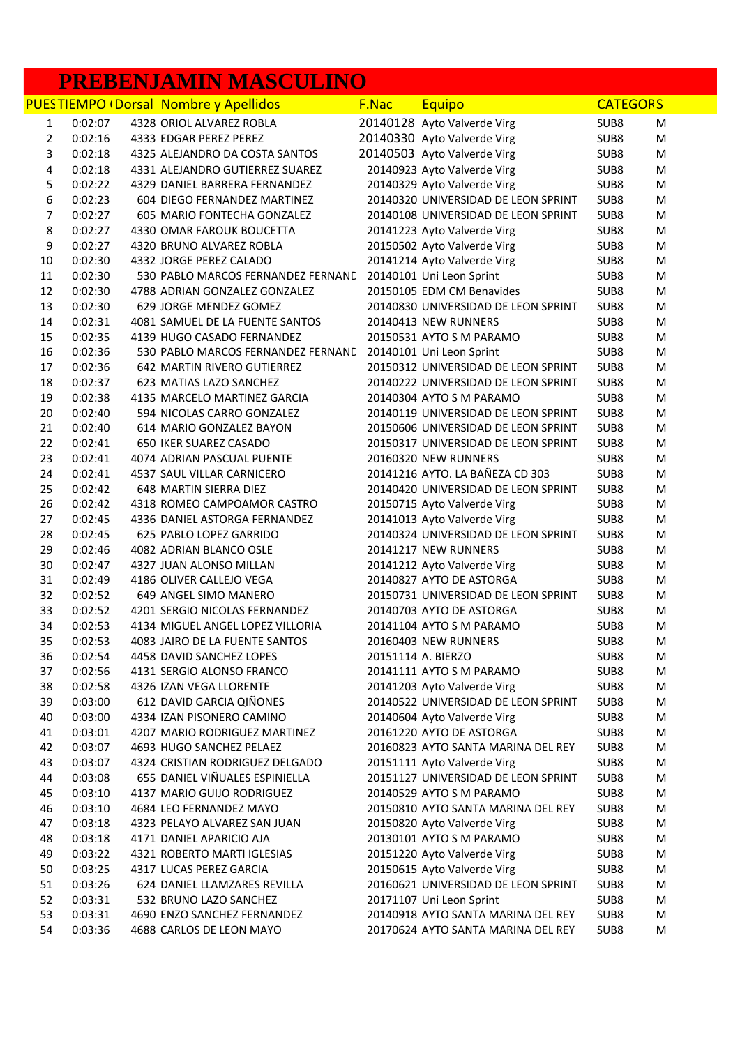# PREBENJAMIN MASCULINO

| PUES | TIEMPO | Dorsal | Nombre y Apellidos | F.Nac | Equipo | CATEGOR | S |
|---|---|---|---|---|---|---|---|
| 1 | 0:02:07 | 4328 | ORIOL ALVAREZ ROBLA | 20140128 | Ayto Valverde Virg | SUB8 | M |
| 2 | 0:02:16 | 4333 | EDGAR PEREZ PEREZ | 20140330 | Ayto Valverde Virg | SUB8 | M |
| 3 | 0:02:18 | 4325 | ALEJANDRO DA COSTA SANTOS | 20140503 | Ayto Valverde Virg | SUB8 | M |
| 4 | 0:02:18 | 4331 | ALEJANDRO GUTIERREZ SUAREZ | 20140923 | Ayto Valverde Virg | SUB8 | M |
| 5 | 0:02:22 | 4329 | DANIEL BARRERA FERNANDEZ | 20140329 | Ayto Valverde Virg | SUB8 | M |
| 6 | 0:02:23 | 604 | DIEGO FERNANDEZ MARTINEZ | 20140320 | UNIVERSIDAD DE LEON SPRINT | SUB8 | M |
| 7 | 0:02:27 | 605 | MARIO FONTECHA GONZALEZ | 20140108 | UNIVERSIDAD DE LEON SPRINT | SUB8 | M |
| 8 | 0:02:27 | 4330 | OMAR FAROUK BOUCETTA | 20141223 | Ayto Valverde Virg | SUB8 | M |
| 9 | 0:02:27 | 4320 | BRUNO ALVAREZ ROBLA | 20150502 | Ayto Valverde Virg | SUB8 | M |
| 10 | 0:02:30 | 4332 | JORGE PEREZ CALADO | 20141214 | Ayto Valverde Virg | SUB8 | M |
| 11 | 0:02:30 | 530 | PABLO MARCOS FERNANDEZ FERNAND | 20140101 | Uni Leon Sprint | SUB8 | M |
| 12 | 0:02:30 | 4788 | ADRIAN GONZALEZ GONZALEZ | 20150105 | EDM CM Benavides | SUB8 | M |
| 13 | 0:02:30 | 629 | JORGE MENDEZ GOMEZ | 20140830 | UNIVERSIDAD DE LEON SPRINT | SUB8 | M |
| 14 | 0:02:31 | 4081 | SAMUEL DE LA FUENTE SANTOS | 20140413 | NEW RUNNERS | SUB8 | M |
| 15 | 0:02:35 | 4139 | HUGO CASADO FERNANDEZ | 20150531 | AYTO S M PARAMO | SUB8 | M |
| 16 | 0:02:36 | 530 | PABLO MARCOS FERNANDEZ FERNAND | 20140101 | Uni Leon Sprint | SUB8 | M |
| 17 | 0:02:36 | 642 | MARTIN RIVERO GUTIERREZ | 20150312 | UNIVERSIDAD DE LEON SPRINT | SUB8 | M |
| 18 | 0:02:37 | 623 | MATIAS LAZO SANCHEZ | 20140222 | UNIVERSIDAD DE LEON SPRINT | SUB8 | M |
| 19 | 0:02:38 | 4135 | MARCELO MARTINEZ GARCIA | 20140304 | AYTO S M PARAMO | SUB8 | M |
| 20 | 0:02:40 | 594 | NICOLAS CARRO GONZALEZ | 20140119 | UNIVERSIDAD DE LEON SPRINT | SUB8 | M |
| 21 | 0:02:40 | 614 | MARIO GONZALEZ BAYON | 20150606 | UNIVERSIDAD DE LEON SPRINT | SUB8 | M |
| 22 | 0:02:41 | 650 | IKER SUAREZ CASADO | 20150317 | UNIVERSIDAD DE LEON SPRINT | SUB8 | M |
| 23 | 0:02:41 | 4074 | ADRIAN PASCUAL PUENTE | 20160320 | NEW RUNNERS | SUB8 | M |
| 24 | 0:02:41 | 4537 | SAUL VILLAR CARNICERO | 20141216 | AYTO. LA BAÑEZA CD 303 | SUB8 | M |
| 25 | 0:02:42 | 648 | MARTIN SIERRA DIEZ | 20140420 | UNIVERSIDAD DE LEON SPRINT | SUB8 | M |
| 26 | 0:02:42 | 4318 | ROMEO CAMPOAMOR CASTRO | 20150715 | Ayto Valverde Virg | SUB8 | M |
| 27 | 0:02:45 | 4336 | DANIEL ASTORGA FERNANDEZ | 20141013 | Ayto Valverde Virg | SUB8 | M |
| 28 | 0:02:45 | 625 | PABLO LOPEZ GARRIDO | 20140324 | UNIVERSIDAD DE LEON SPRINT | SUB8 | M |
| 29 | 0:02:46 | 4082 | ADRIAN BLANCO OSLE | 20141217 | NEW RUNNERS | SUB8 | M |
| 30 | 0:02:47 | 4327 | JUAN ALONSO MILLAN | 20141212 | Ayto Valverde Virg | SUB8 | M |
| 31 | 0:02:49 | 4186 | OLIVER CALLEJO VEGA | 20140827 | AYTO DE ASTORGA | SUB8 | M |
| 32 | 0:02:52 | 649 | ANGEL SIMO MANERO | 20150731 | UNIVERSIDAD DE LEON SPRINT | SUB8 | M |
| 33 | 0:02:52 | 4201 | SERGIO NICOLAS FERNANDEZ | 20140703 | AYTO DE ASTORGA | SUB8 | M |
| 34 | 0:02:53 | 4134 | MIGUEL ANGEL LOPEZ VILLORIA | 20141104 | AYTO S M PARAMO | SUB8 | M |
| 35 | 0:02:53 | 4083 | JAIRO DE LA FUENTE SANTOS | 20160403 | NEW RUNNERS | SUB8 | M |
| 36 | 0:02:54 | 4458 | DAVID SANCHEZ LOPES | 20151114 | A. BIERZO | SUB8 | M |
| 37 | 0:02:56 | 4131 | SERGIO ALONSO FRANCO | 20141111 | AYTO S M PARAMO | SUB8 | M |
| 38 | 0:02:58 | 4326 | IZAN VEGA LLORENTE | 20141203 | Ayto Valverde Virg | SUB8 | M |
| 39 | 0:03:00 | 612 | DAVID GARCIA QIÑONES | 20140522 | UNIVERSIDAD DE LEON SPRINT | SUB8 | M |
| 40 | 0:03:00 | 4334 | IZAN PISONERO CAMINO | 20140604 | Ayto Valverde Virg | SUB8 | M |
| 41 | 0:03:01 | 4207 | MARIO RODRIGUEZ MARTINEZ | 20161220 | AYTO DE ASTORGA | SUB8 | M |
| 42 | 0:03:07 | 4693 | HUGO SANCHEZ PELAEZ | 20160823 | AYTO SANTA MARINA DEL REY | SUB8 | M |
| 43 | 0:03:07 | 4324 | CRISTIAN RODRIGUEZ DELGADO | 20151111 | Ayto Valverde Virg | SUB8 | M |
| 44 | 0:03:08 | 655 | DANIEL VIÑUALES ESPINIELLA | 20151127 | UNIVERSIDAD DE LEON SPRINT | SUB8 | M |
| 45 | 0:03:10 | 4137 | MARIO GUIJO RODRIGUEZ | 20140529 | AYTO S M PARAMO | SUB8 | M |
| 46 | 0:03:10 | 4684 | LEO FERNANDEZ MAYO | 20150810 | AYTO SANTA MARINA DEL REY | SUB8 | M |
| 47 | 0:03:18 | 4323 | PELAYO ALVAREZ SAN JUAN | 20150820 | Ayto Valverde Virg | SUB8 | M |
| 48 | 0:03:18 | 4171 | DANIEL APARICIO AJA | 20130101 | AYTO S M PARAMO | SUB8 | M |
| 49 | 0:03:22 | 4321 | ROBERTO MARTI IGLESIAS | 20151220 | Ayto Valverde Virg | SUB8 | M |
| 50 | 0:03:25 | 4317 | LUCAS PEREZ GARCIA | 20150615 | Ayto Valverde Virg | SUB8 | M |
| 51 | 0:03:26 | 624 | DANIEL LLAMZARES REVILLA | 20160621 | UNIVERSIDAD DE LEON SPRINT | SUB8 | M |
| 52 | 0:03:31 | 532 | BRUNO LAZO SANCHEZ | 20171107 | Uni Leon Sprint | SUB8 | M |
| 53 | 0:03:31 | 4690 | ENZO SANCHEZ FERNANDEZ | 20140918 | AYTO SANTA MARINA DEL REY | SUB8 | M |
| 54 | 0:03:36 | 4688 | CARLOS DE LEON MAYO | 20170624 | AYTO SANTA MARINA DEL REY | SUB8 | M |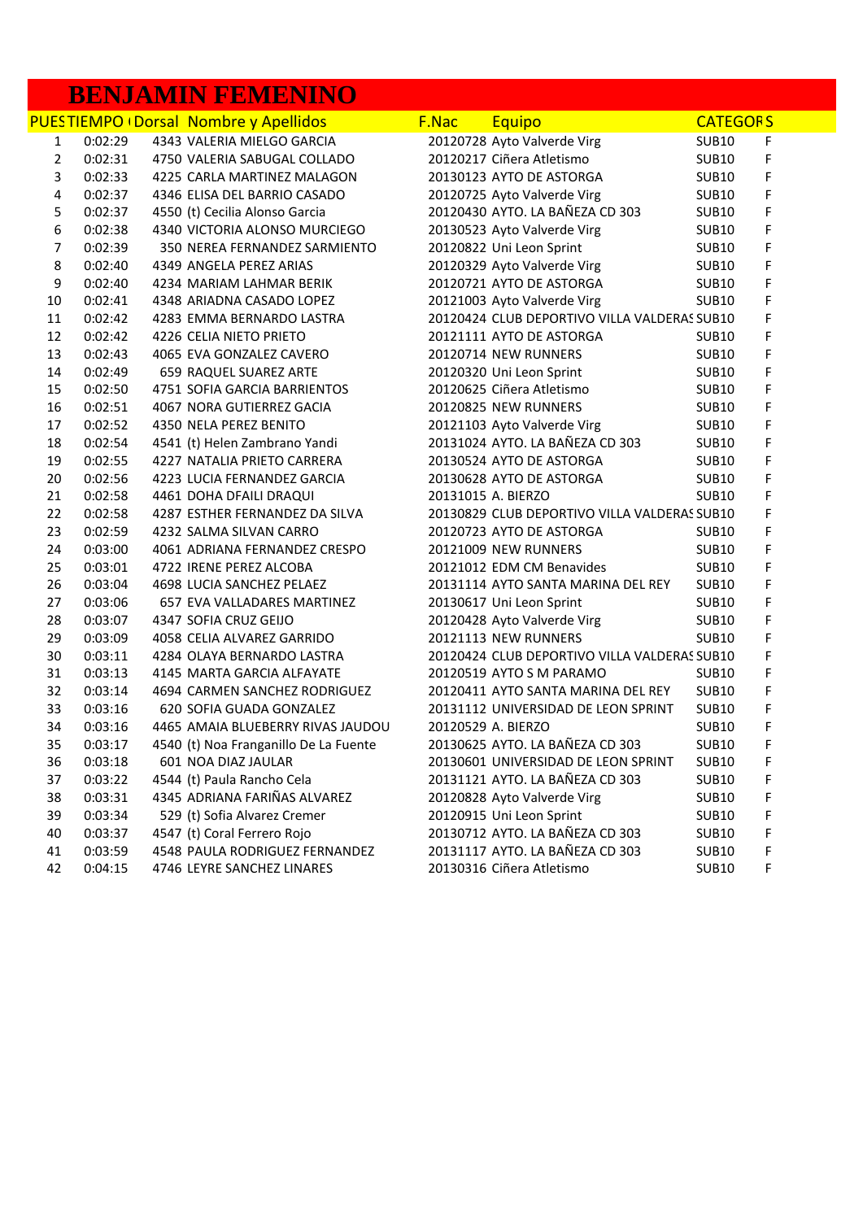# BENJAMIN FEMENINO

| PUES | TIEMPO | Dorsal | Nombre y Apellidos | F.Nac | Equipo | CATEGOR | S |
|---|---|---|---|---|---|---|---|
| 1 | 0:02:29 | 4343 | VALERIA MIELGO GARCIA | 20120728 | Ayto Valverde Virg | SUB10 | F |
| 2 | 0:02:31 | 4750 | VALERIA SABUGAL COLLADO | 20120217 | Ciñera Atletismo | SUB10 | F |
| 3 | 0:02:33 | 4225 | CARLA MARTINEZ MALAGON | 20130123 | AYTO DE ASTORGA | SUB10 | F |
| 4 | 0:02:37 | 4346 | ELISA DEL BARRIO CASADO | 20120725 | Ayto Valverde Virg | SUB10 | F |
| 5 | 0:02:37 | 4550 | (t) Cecilia Alonso Garcia | 20120430 | AYTO. LA BAÑEZA CD 303 | SUB10 | F |
| 6 | 0:02:38 | 4340 | VICTORIA ALONSO MURCIEGO | 20130523 | Ayto Valverde Virg | SUB10 | F |
| 7 | 0:02:39 | 350 | NEREA FERNANDEZ SARMIENTO | 20120822 | Uni Leon Sprint | SUB10 | F |
| 8 | 0:02:40 | 4349 | ANGELA PEREZ ARIAS | 20120329 | Ayto Valverde Virg | SUB10 | F |
| 9 | 0:02:40 | 4234 | MARIAM LAHMAR BERIK | 20120721 | AYTO DE ASTORGA | SUB10 | F |
| 10 | 0:02:41 | 4348 | ARIADNA CASADO LOPEZ | 20121003 | Ayto Valverde Virg | SUB10 | F |
| 11 | 0:02:42 | 4283 | EMMA BERNARDO LASTRA | 20120424 | CLUB DEPORTIVO VILLA VALDERAS | SUB10 | F |
| 12 | 0:02:42 | 4226 | CELIA NIETO PRIETO | 20121111 | AYTO DE ASTORGA | SUB10 | F |
| 13 | 0:02:43 | 4065 | EVA GONZALEZ CAVERO | 20120714 | NEW RUNNERS | SUB10 | F |
| 14 | 0:02:49 | 659 | RAQUEL SUAREZ ARTE | 20120320 | Uni Leon Sprint | SUB10 | F |
| 15 | 0:02:50 | 4751 | SOFIA GARCIA BARRIENTOS | 20120625 | Ciñera Atletismo | SUB10 | F |
| 16 | 0:02:51 | 4067 | NORA GUTIERREZ GACIA | 20120825 | NEW RUNNERS | SUB10 | F |
| 17 | 0:02:52 | 4350 | NELA PEREZ BENITO | 20121103 | Ayto Valverde Virg | SUB10 | F |
| 18 | 0:02:54 | 4541 | (t) Helen Zambrano Yandi | 20131024 | AYTO. LA BAÑEZA CD 303 | SUB10 | F |
| 19 | 0:02:55 | 4227 | NATALIA PRIETO CARRERA | 20130524 | AYTO DE ASTORGA | SUB10 | F |
| 20 | 0:02:56 | 4223 | LUCIA FERNANDEZ GARCIA | 20130628 | AYTO DE ASTORGA | SUB10 | F |
| 21 | 0:02:58 | 4461 | DOHA DFAILI DRAQUI | 20131015 | A. BIERZO | SUB10 | F |
| 22 | 0:02:58 | 4287 | ESTHER FERNANDEZ DA SILVA | 20130829 | CLUB DEPORTIVO VILLA VALDERAS | SUB10 | F |
| 23 | 0:02:59 | 4232 | SALMA SILVAN CARRO | 20120723 | AYTO DE ASTORGA | SUB10 | F |
| 24 | 0:03:00 | 4061 | ADRIANA FERNANDEZ CRESPO | 20121009 | NEW RUNNERS | SUB10 | F |
| 25 | 0:03:01 | 4722 | IRENE PEREZ ALCOBA | 20121012 | EDM CM Benavides | SUB10 | F |
| 26 | 0:03:04 | 4698 | LUCIA SANCHEZ PELAEZ | 20131114 | AYTO SANTA MARINA DEL REY | SUB10 | F |
| 27 | 0:03:06 | 657 | EVA VALLADARES MARTINEZ | 20130617 | Uni Leon Sprint | SUB10 | F |
| 28 | 0:03:07 | 4347 | SOFIA CRUZ GEIJO | 20120428 | Ayto Valverde Virg | SUB10 | F |
| 29 | 0:03:09 | 4058 | CELIA ALVAREZ GARRIDO | 20121113 | NEW RUNNERS | SUB10 | F |
| 30 | 0:03:11 | 4284 | OLAYA BERNARDO LASTRA | 20120424 | CLUB DEPORTIVO VILLA VALDERAS | SUB10 | F |
| 31 | 0:03:13 | 4145 | MARTA GARCIA ALFAYATE | 20120519 | AYTO S M PARAMO | SUB10 | F |
| 32 | 0:03:14 | 4694 | CARMEN SANCHEZ RODRIGUEZ | 20120411 | AYTO SANTA MARINA DEL REY | SUB10 | F |
| 33 | 0:03:16 | 620 | SOFIA GUADA GONZALEZ | 20131112 | UNIVERSIDAD DE LEON SPRINT | SUB10 | F |
| 34 | 0:03:16 | 4465 | AMAIA BLUEBERRY RIVAS JAUDOU | 20120529 | A. BIERZO | SUB10 | F |
| 35 | 0:03:17 | 4540 | (t) Noa Franganillo De La Fuente | 20130625 | AYTO. LA BAÑEZA CD 303 | SUB10 | F |
| 36 | 0:03:18 | 601 | NOA DIAZ JAULAR | 20130601 | UNIVERSIDAD DE LEON SPRINT | SUB10 | F |
| 37 | 0:03:22 | 4544 | (t) Paula Rancho Cela | 20131121 | AYTO. LA BAÑEZA CD 303 | SUB10 | F |
| 38 | 0:03:31 | 4345 | ADRIANA FARIÑAS ALVAREZ | 20120828 | Ayto Valverde Virg | SUB10 | F |
| 39 | 0:03:34 | 529 | (t) Sofia Alvarez Cremer | 20120915 | Uni Leon Sprint | SUB10 | F |
| 40 | 0:03:37 | 4547 | (t) Coral Ferrero Rojo | 20130712 | AYTO. LA BAÑEZA CD 303 | SUB10 | F |
| 41 | 0:03:59 | 4548 | PAULA RODRIGUEZ FERNANDEZ | 20131117 | AYTO. LA BAÑEZA CD 303 | SUB10 | F |
| 42 | 0:04:15 | 4746 | LEYRE SANCHEZ LINARES | 20130316 | Ciñera Atletismo | SUB10 | F |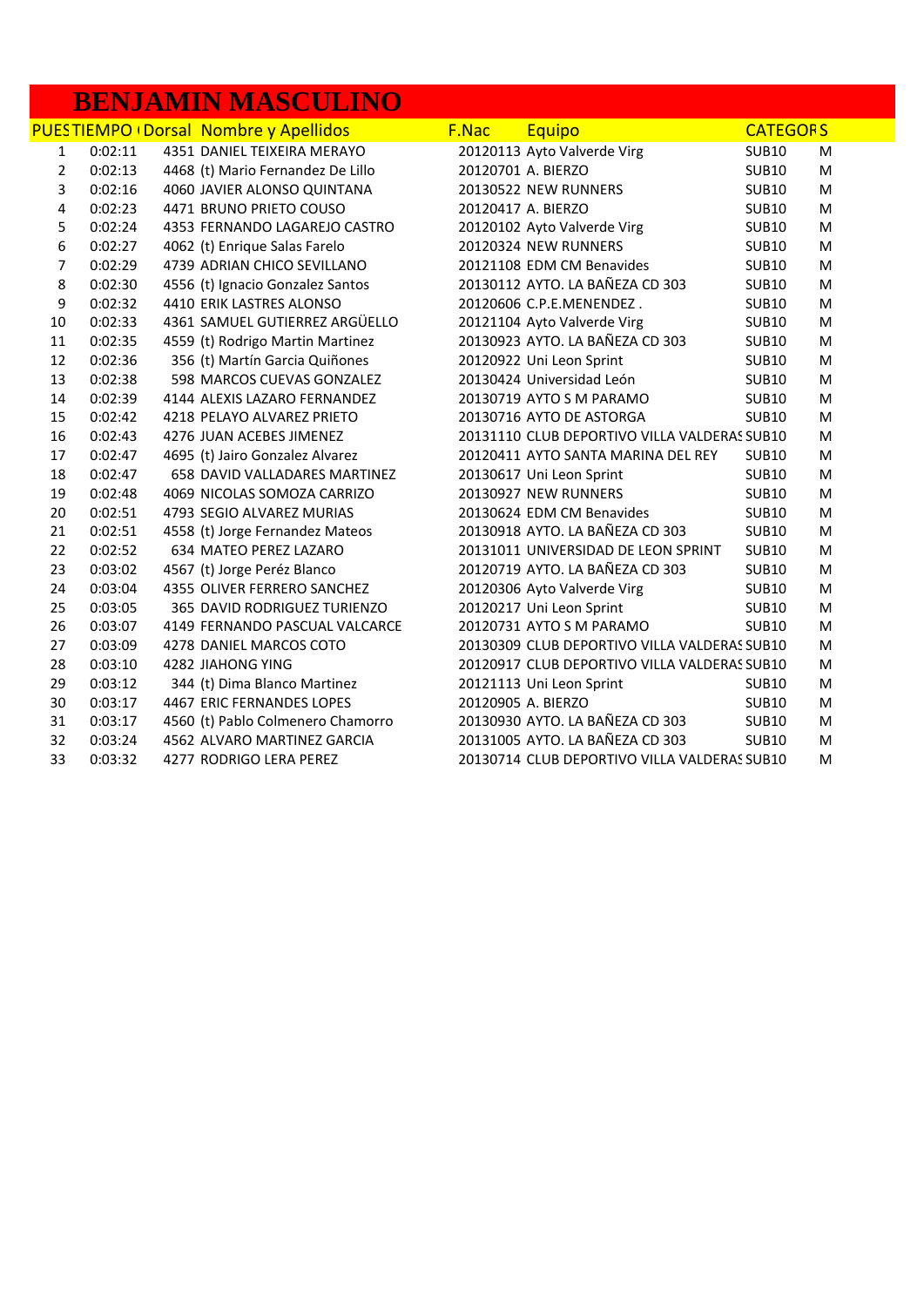# BENJAMIN MASCULINO

| PUES | TIEMPO ( | Dorsal | Nombre y Apellidos | F.Nac | Equipo | CATEGOR | S |
|---|---|---|---|---|---|---|---|
| 1 | 0:02:11 | 4351 | DANIEL TEIXEIRA MERAYO | 20120113 | Ayto Valverde Virg | SUB10 | M |
| 2 | 0:02:13 | 4468 | (t) Mario Fernandez De Lillo | 20120701 | A. BIERZO | SUB10 | M |
| 3 | 0:02:16 | 4060 | JAVIER ALONSO QUINTANA | 20130522 | NEW RUNNERS | SUB10 | M |
| 4 | 0:02:23 | 4471 | BRUNO PRIETO COUSO | 20120417 | A. BIERZO | SUB10 | M |
| 5 | 0:02:24 | 4353 | FERNANDO LAGAREJO CASTRO | 20120102 | Ayto Valverde Virg | SUB10 | M |
| 6 | 0:02:27 | 4062 | (t) Enrique Salas Farelo | 20120324 | NEW RUNNERS | SUB10 | M |
| 7 | 0:02:29 | 4739 | ADRIAN CHICO SEVILLANO | 20121108 | EDM CM Benavides | SUB10 | M |
| 8 | 0:02:30 | 4556 | (t) Ignacio Gonzalez Santos | 20130112 | AYTO. LA BAÑEZA CD 303 | SUB10 | M |
| 9 | 0:02:32 | 4410 | ERIK LASTRES ALONSO | 20120606 | C.P.E.MENENDEZ . | SUB10 | M |
| 10 | 0:02:33 | 4361 | SAMUEL GUTIERREZ ARGÜELLO | 20121104 | Ayto Valverde Virg | SUB10 | M |
| 11 | 0:02:35 | 4559 | (t) Rodrigo Martin Martinez | 20130923 | AYTO. LA BAÑEZA CD 303 | SUB10 | M |
| 12 | 0:02:36 | 356 | (t) Martín Garcia Quiñones | 20120922 | Uni Leon Sprint | SUB10 | M |
| 13 | 0:02:38 | 598 | MARCOS CUEVAS GONZALEZ | 20130424 | Universidad León | SUB10 | M |
| 14 | 0:02:39 | 4144 | ALEXIS LAZARO FERNANDEZ | 20130719 | AYTO S M PARAMO | SUB10 | M |
| 15 | 0:02:42 | 4218 | PELAYO ALVAREZ PRIETO | 20130716 | AYTO DE ASTORGA | SUB10 | M |
| 16 | 0:02:43 | 4276 | JUAN ACEBES JIMENEZ | 20131110 | CLUB DEPORTIVO VILLA VALDERAS | SUB10 | M |
| 17 | 0:02:47 | 4695 | (t) Jairo Gonzalez Alvarez | 20120411 | AYTO SANTA MARINA DEL REY | SUB10 | M |
| 18 | 0:02:47 | 658 | DAVID VALLADARES MARTINEZ | 20130617 | Uni Leon Sprint | SUB10 | M |
| 19 | 0:02:48 | 4069 | NICOLAS SOMOZA CARRIZO | 20130927 | NEW RUNNERS | SUB10 | M |
| 20 | 0:02:51 | 4793 | SEGIO ALVAREZ MURIAS | 20130624 | EDM CM Benavides | SUB10 | M |
| 21 | 0:02:51 | 4558 | (t) Jorge Fernandez Mateos | 20130918 | AYTO. LA BAÑEZA CD 303 | SUB10 | M |
| 22 | 0:02:52 | 634 | MATEO PEREZ LAZARO | 20131011 | UNIVERSIDAD DE LEON SPRINT | SUB10 | M |
| 23 | 0:03:02 | 4567 | (t) Jorge Peréz Blanco | 20120719 | AYTO. LA BAÑEZA CD 303 | SUB10 | M |
| 24 | 0:03:04 | 4355 | OLIVER FERRERO SANCHEZ | 20120306 | Ayto Valverde Virg | SUB10 | M |
| 25 | 0:03:05 | 365 | DAVID RODRIGUEZ TURIENZO | 20120217 | Uni Leon Sprint | SUB10 | M |
| 26 | 0:03:07 | 4149 | FERNANDO PASCUAL VALCARCE | 20120731 | AYTO S M PARAMO | SUB10 | M |
| 27 | 0:03:09 | 4278 | DANIEL MARCOS COTO | 20130309 | CLUB DEPORTIVO VILLA VALDERAS | SUB10 | M |
| 28 | 0:03:10 | 4282 | JIAHONG YING | 20120917 | CLUB DEPORTIVO VILLA VALDERAS | SUB10 | M |
| 29 | 0:03:12 | 344 | (t) Dima Blanco Martinez | 20121113 | Uni Leon Sprint | SUB10 | M |
| 30 | 0:03:17 | 4467 | ERIC FERNANDES LOPES | 20120905 | A. BIERZO | SUB10 | M |
| 31 | 0:03:17 | 4560 | (t) Pablo Colmenero Chamorro | 20130930 | AYTO. LA BAÑEZA CD 303 | SUB10 | M |
| 32 | 0:03:24 | 4562 | ALVARO MARTINEZ GARCIA | 20131005 | AYTO. LA BAÑEZA CD 303 | SUB10 | M |
| 33 | 0:03:32 | 4277 | RODRIGO LERA PEREZ | 20130714 | CLUB DEPORTIVO VILLA VALDERAS | SUB10 | M |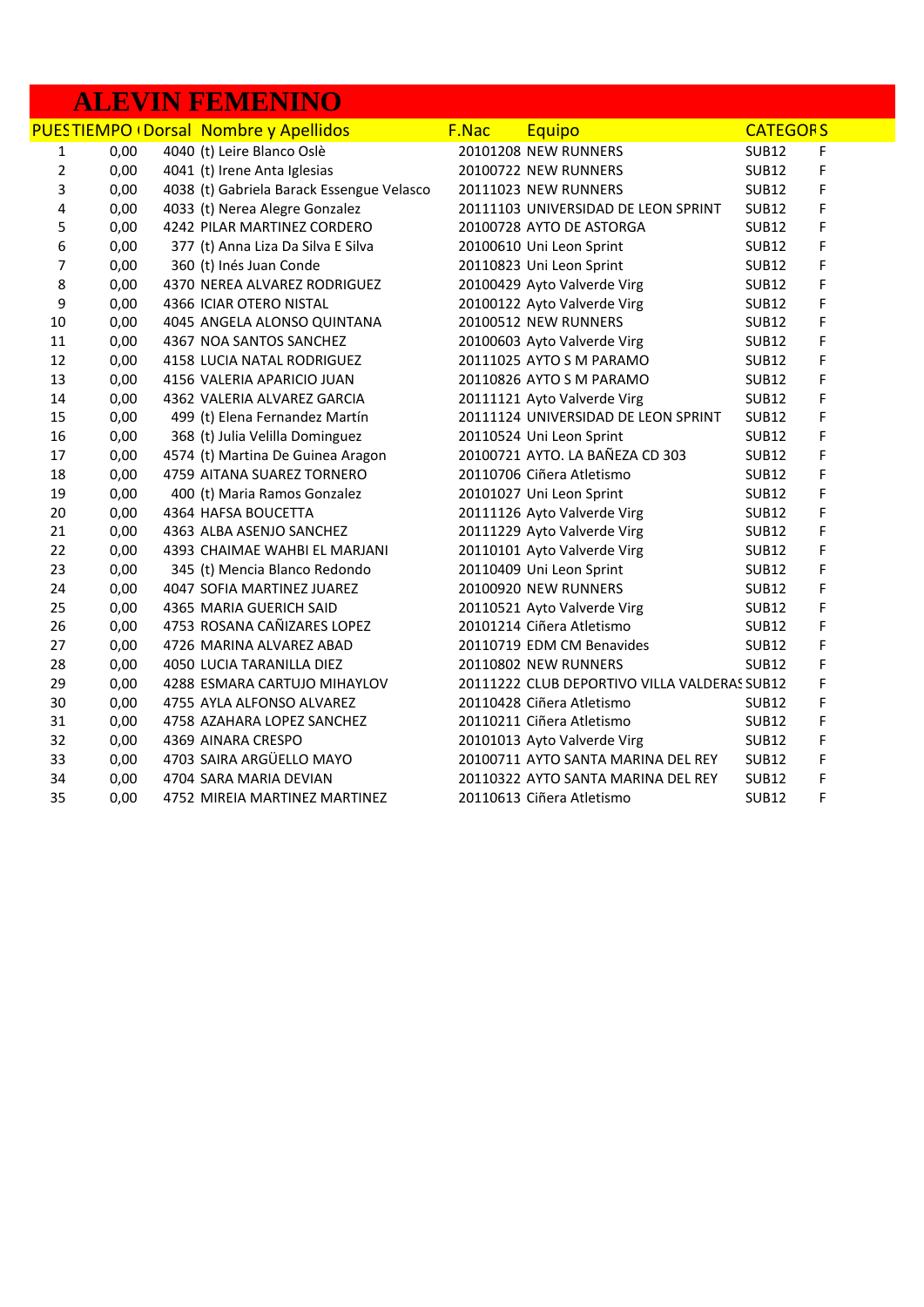# ALEVIN FEMENINO

| PUES | TIEMPO ( | Dorsal | Nombre y Apellidos | F.Nac | Equipo | CATEGOR | S |
|---|---|---|---|---|---|---|---|
| 1 | 0,00 | 4040 | (t) Leire Blanco Oslè | 20101208 | NEW RUNNERS | SUB12 | F |
| 2 | 0,00 | 4041 | (t) Irene Anta Iglesias | 20100722 | NEW RUNNERS | SUB12 | F |
| 3 | 0,00 | 4038 | (t) Gabriela Barack Essengue Velasco | 20111023 | NEW RUNNERS | SUB12 | F |
| 4 | 0,00 | 4033 | (t) Nerea Alegre Gonzalez | 20111103 | UNIVERSIDAD DE LEON SPRINT | SUB12 | F |
| 5 | 0,00 | 4242 | PILAR MARTINEZ CORDERO | 20100728 | AYTO DE ASTORGA | SUB12 | F |
| 6 | 0,00 | 377 | (t) Anna Liza Da Silva E Silva | 20100610 | Uni Leon Sprint | SUB12 | F |
| 7 | 0,00 | 360 | (t) Inés Juan Conde | 20110823 | Uni Leon Sprint | SUB12 | F |
| 8 | 0,00 | 4370 | NEREA ALVAREZ RODRIGUEZ | 20100429 | Ayto Valverde Virg | SUB12 | F |
| 9 | 0,00 | 4366 | ICIAR OTERO NISTAL | 20100122 | Ayto Valverde Virg | SUB12 | F |
| 10 | 0,00 | 4045 | ANGELA ALONSO QUINTANA | 20100512 | NEW RUNNERS | SUB12 | F |
| 11 | 0,00 | 4367 | NOA SANTOS SANCHEZ | 20100603 | Ayto Valverde Virg | SUB12 | F |
| 12 | 0,00 | 4158 | LUCIA NATAL RODRIGUEZ | 20111025 | AYTO S M PARAMO | SUB12 | F |
| 13 | 0,00 | 4156 | VALERIA APARICIO JUAN | 20110826 | AYTO S M PARAMO | SUB12 | F |
| 14 | 0,00 | 4362 | VALERIA ALVAREZ GARCIA | 20111121 | Ayto Valverde Virg | SUB12 | F |
| 15 | 0,00 | 499 | (t) Elena Fernandez Martín | 20111124 | UNIVERSIDAD DE LEON SPRINT | SUB12 | F |
| 16 | 0,00 | 368 | (t) Julia Velilla Dominguez | 20110524 | Uni Leon Sprint | SUB12 | F |
| 17 | 0,00 | 4574 | (t) Martina De Guinea Aragon | 20100721 | AYTO. LA BAÑEZA CD 303 | SUB12 | F |
| 18 | 0,00 | 4759 | AITANA SUAREZ TORNERO | 20110706 | Ciñera Atletismo | SUB12 | F |
| 19 | 0,00 | 400 | (t) Maria Ramos Gonzalez | 20101027 | Uni Leon Sprint | SUB12 | F |
| 20 | 0,00 | 4364 | HAFSA BOUCETTA | 20111126 | Ayto Valverde Virg | SUB12 | F |
| 21 | 0,00 | 4363 | ALBA ASENJO SANCHEZ | 20111229 | Ayto Valverde Virg | SUB12 | F |
| 22 | 0,00 | 4393 | CHAIMAE WAHBI EL MARJANI | 20110101 | Ayto Valverde Virg | SUB12 | F |
| 23 | 0,00 | 345 | (t) Mencia Blanco Redondo | 20110409 | Uni Leon Sprint | SUB12 | F |
| 24 | 0,00 | 4047 | SOFIA MARTINEZ JUAREZ | 20100920 | NEW RUNNERS | SUB12 | F |
| 25 | 0,00 | 4365 | MARIA GUERICH SAID | 20110521 | Ayto Valverde Virg | SUB12 | F |
| 26 | 0,00 | 4753 | ROSANA CAÑIZARES LOPEZ | 20101214 | Ciñera Atletismo | SUB12 | F |
| 27 | 0,00 | 4726 | MARINA ALVAREZ ABAD | 20110719 | EDM CM Benavides | SUB12 | F |
| 28 | 0,00 | 4050 | LUCIA TARANILLA DIEZ | 20110802 | NEW RUNNERS | SUB12 | F |
| 29 | 0,00 | 4288 | ESMARA CARTUJO MIHAYLOV | 20111222 | CLUB DEPORTIVO VILLA VALDERAS | SUB12 | F |
| 30 | 0,00 | 4755 | AYLA ALFONSO ALVAREZ | 20110428 | Ciñera Atletismo | SUB12 | F |
| 31 | 0,00 | 4758 | AZAHARA LOPEZ SANCHEZ | 20110211 | Ciñera Atletismo | SUB12 | F |
| 32 | 0,00 | 4369 | AINARA CRESPO | 20101013 | Ayto Valverde Virg | SUB12 | F |
| 33 | 0,00 | 4703 | SAIRA ARGÜELLO MAYO | 20100711 | AYTO SANTA MARINA DEL REY | SUB12 | F |
| 34 | 0,00 | 4704 | SARA MARIA DEVIAN | 20110322 | AYTO SANTA MARINA DEL REY | SUB12 | F |
| 35 | 0,00 | 4752 | MIREIA MARTINEZ MARTINEZ | 20110613 | Ciñera Atletismo | SUB12 | F |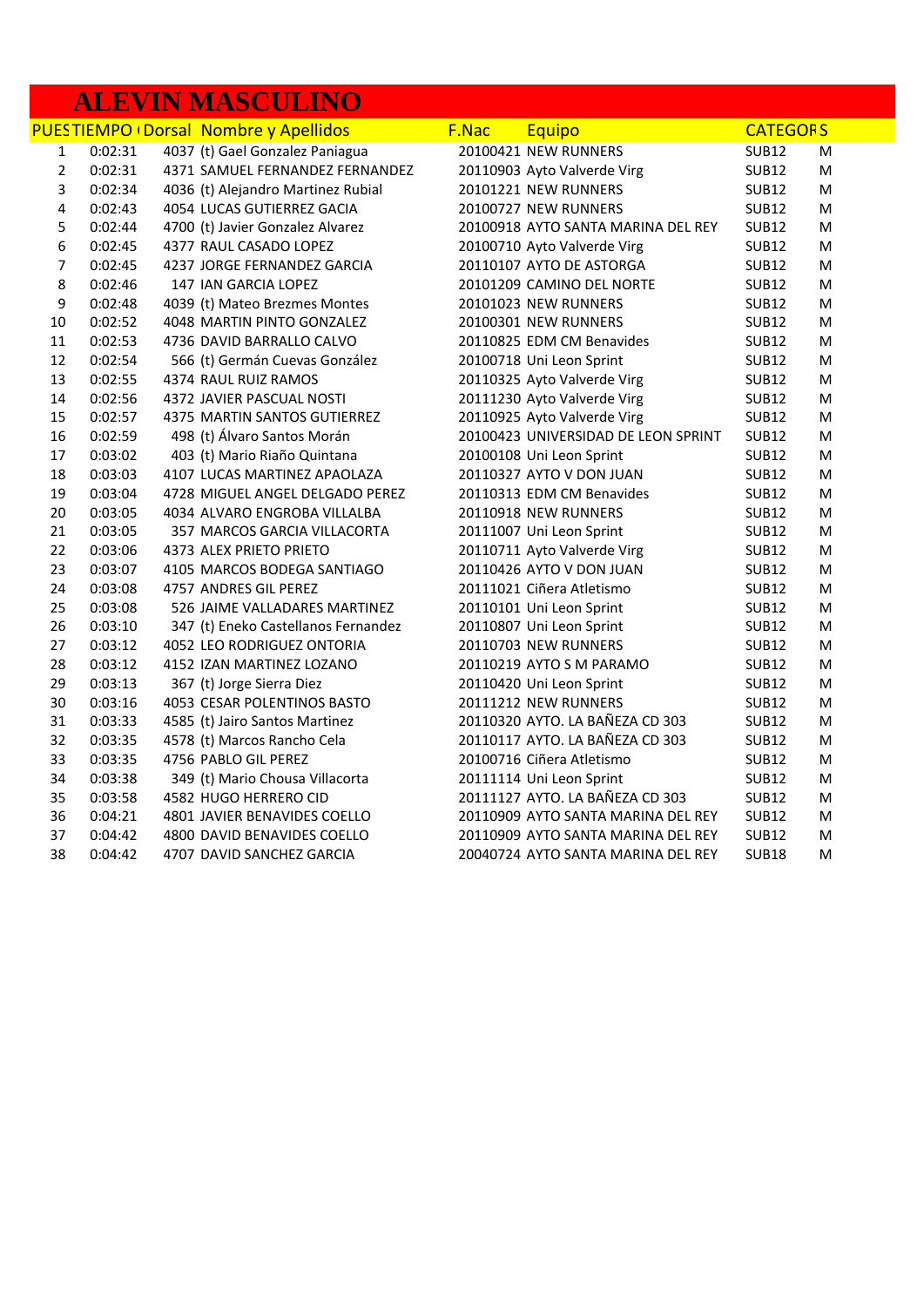# ALEVIN MASCULINO

| PUESTO | TIEMPO | Dorsal | Nombre y Apellidos | F.Nac | Equipo | CATEGORÍA | S |
|---|---|---|---|---|---|---|---|
| 1 | 0:02:31 | 4037 | (t) Gael Gonzalez Paniagua | 20100421 | NEW RUNNERS | SUB12 | M |
| 2 | 0:02:31 | 4371 | SAMUEL FERNANDEZ FERNANDEZ | 20110903 | Ayto Valverde Virg | SUB12 | M |
| 3 | 0:02:34 | 4036 | (t) Alejandro Martinez Rubial | 20101221 | NEW RUNNERS | SUB12 | M |
| 4 | 0:02:43 | 4054 | LUCAS GUTIERREZ GACIA | 20100727 | NEW RUNNERS | SUB12 | M |
| 5 | 0:02:44 | 4700 | (t) Javier Gonzalez Alvarez | 20100918 | AYTO SANTA MARINA DEL REY | SUB12 | M |
| 6 | 0:02:45 | 4377 | RAUL CASADO LOPEZ | 20100710 | Ayto Valverde Virg | SUB12 | M |
| 7 | 0:02:45 | 4237 | JORGE FERNANDEZ GARCIA | 20110107 | AYTO DE ASTORGA | SUB12 | M |
| 8 | 0:02:46 | 147 | IAN GARCIA LOPEZ | 20101209 | CAMINO DEL NORTE | SUB12 | M |
| 9 | 0:02:48 | 4039 | (t) Mateo Brezmes Montes | 20101023 | NEW RUNNERS | SUB12 | M |
| 10 | 0:02:52 | 4048 | MARTIN PINTO GONZALEZ | 20100301 | NEW RUNNERS | SUB12 | M |
| 11 | 0:02:53 | 4736 | DAVID BARRALLO CALVO | 20110825 | EDM CM Benavides | SUB12 | M |
| 12 | 0:02:54 | 566 | (t) Germán Cuevas González | 20100718 | Uni Leon Sprint | SUB12 | M |
| 13 | 0:02:55 | 4374 | RAUL RUIZ RAMOS | 20110325 | Ayto Valverde Virg | SUB12 | M |
| 14 | 0:02:56 | 4372 | JAVIER PASCUAL NOSTI | 20111230 | Ayto Valverde Virg | SUB12 | M |
| 15 | 0:02:57 | 4375 | MARTIN SANTOS GUTIERREZ | 20110925 | Ayto Valverde Virg | SUB12 | M |
| 16 | 0:02:59 | 498 | (t) Álvaro Santos Morán | 20100423 | UNIVERSIDAD DE LEON SPRINT | SUB12 | M |
| 17 | 0:03:02 | 403 | (t) Mario Riaño Quintana | 20100108 | Uni Leon Sprint | SUB12 | M |
| 18 | 0:03:03 | 4107 | LUCAS MARTINEZ APAOLAZA | 20110327 | AYTO V DON JUAN | SUB12 | M |
| 19 | 0:03:04 | 4728 | MIGUEL ANGEL DELGADO PEREZ | 20110313 | EDM CM Benavides | SUB12 | M |
| 20 | 0:03:05 | 4034 | ALVARO ENGROBA VILLALBA | 20110918 | NEW RUNNERS | SUB12 | M |
| 21 | 0:03:05 | 357 | MARCOS GARCIA VILLACORTA | 20111007 | Uni Leon Sprint | SUB12 | M |
| 22 | 0:03:06 | 4373 | ALEX PRIETO PRIETO | 20110711 | Ayto Valverde Virg | SUB12 | M |
| 23 | 0:03:07 | 4105 | MARCOS BODEGA SANTIAGO | 20110426 | AYTO V DON JUAN | SUB12 | M |
| 24 | 0:03:08 | 4757 | ANDRES GIL PEREZ | 20111021 | Ciñera Atletismo | SUB12 | M |
| 25 | 0:03:08 | 526 | JAIME VALLADARES MARTINEZ | 20110101 | Uni Leon Sprint | SUB12 | M |
| 26 | 0:03:10 | 347 | (t) Eneko Castellanos Fernandez | 20110807 | Uni Leon Sprint | SUB12 | M |
| 27 | 0:03:12 | 4052 | LEO RODRIGUEZ ONTORIA | 20110703 | NEW RUNNERS | SUB12 | M |
| 28 | 0:03:12 | 4152 | IZAN MARTINEZ LOZANO | 20110219 | AYTO S M PARAMO | SUB12 | M |
| 29 | 0:03:13 | 367 | (t) Jorge Sierra Diez | 20110420 | Uni Leon Sprint | SUB12 | M |
| 30 | 0:03:16 | 4053 | CESAR POLENTINOS BASTO | 20111212 | NEW RUNNERS | SUB12 | M |
| 31 | 0:03:33 | 4585 | (t) Jairo Santos Martinez | 20110320 | AYTO. LA BAÑEZA CD 303 | SUB12 | M |
| 32 | 0:03:35 | 4578 | (t) Marcos Rancho Cela | 20110117 | AYTO. LA BAÑEZA CD 303 | SUB12 | M |
| 33 | 0:03:35 | 4756 | PABLO GIL PEREZ | 20100716 | Ciñera Atletismo | SUB12 | M |
| 34 | 0:03:38 | 349 | (t) Mario Chousa Villacorta | 20111114 | Uni Leon Sprint | SUB12 | M |
| 35 | 0:03:58 | 4582 | HUGO HERRERO CID | 20111127 | AYTO. LA BAÑEZA CD 303 | SUB12 | M |
| 36 | 0:04:21 | 4801 | JAVIER BENAVIDES COELLO | 20110909 | AYTO SANTA MARINA DEL REY | SUB12 | M |
| 37 | 0:04:42 | 4800 | DAVID BENAVIDES COELLO | 20110909 | AYTO SANTA MARINA DEL REY | SUB12 | M |
| 38 | 0:04:42 | 4707 | DAVID SANCHEZ GARCIA | 20040724 | AYTO SANTA MARINA DEL REY | SUB18 | M |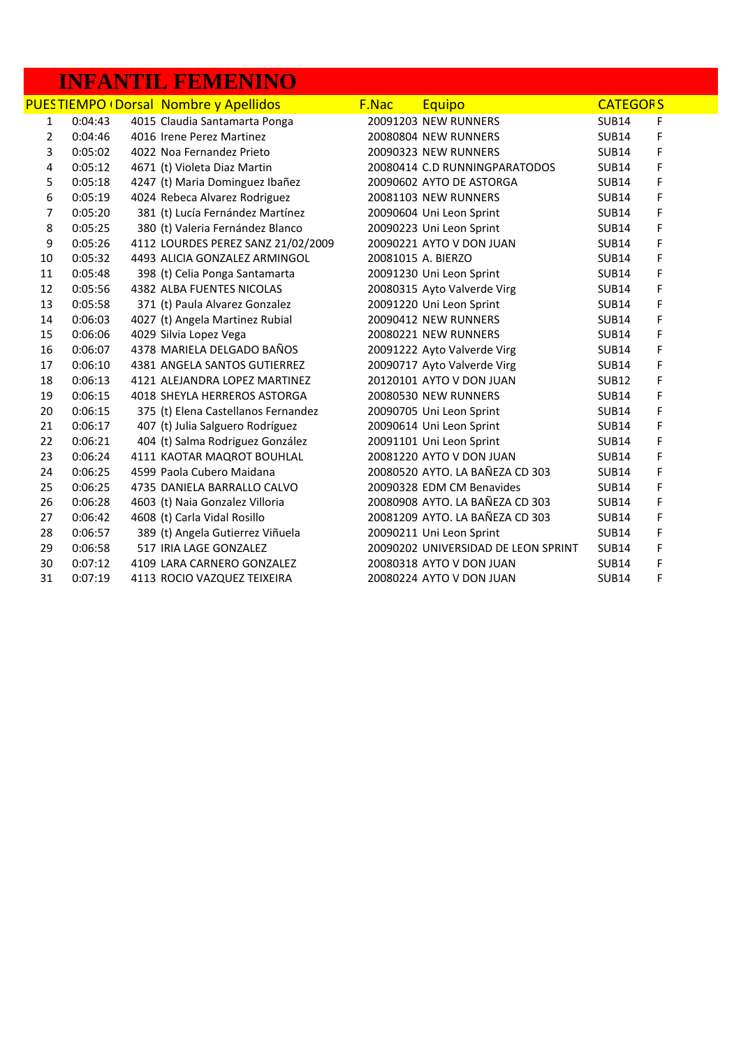# INFANTIL FEMENINO

| PUES | TIEMPO ( | Dorsal | Nombre y Apellidos | F.Nac | Equipo | CATEGOR | S |
|---|---|---|---|---|---|---|---|
| 1 | 0:04:43 | 4015 | Claudia Santamarta Ponga | 20091203 | NEW RUNNERS | SUB14 | F |
| 2 | 0:04:46 | 4016 | Irene Perez Martinez | 20080804 | NEW RUNNERS | SUB14 | F |
| 3 | 0:05:02 | 4022 | Noa Fernandez Prieto | 20090323 | NEW RUNNERS | SUB14 | F |
| 4 | 0:05:12 | 4671 | (t) Violeta Diaz Martin | 20080414 | C.D RUNNINGPARATODOS | SUB14 | F |
| 5 | 0:05:18 | 4247 | (t) Maria Dominguez Ibañez | 20090602 | AYTO DE ASTORGA | SUB14 | F |
| 6 | 0:05:19 | 4024 | Rebeca Alvarez Rodriguez | 20081103 | NEW RUNNERS | SUB14 | F |
| 7 | 0:05:20 | 381 | (t) Lucía Fernández Martínez | 20090604 | Uni Leon Sprint | SUB14 | F |
| 8 | 0:05:25 | 380 | (t) Valeria Fernández Blanco | 20090223 | Uni Leon Sprint | SUB14 | F |
| 9 | 0:05:26 | 4112 | LOURDES PEREZ SANZ 21/02/2009 | 20090221 | AYTO V DON JUAN | SUB14 | F |
| 10 | 0:05:32 | 4493 | ALICIA GONZALEZ ARMINGOL | 20081015 | A. BIERZO | SUB14 | F |
| 11 | 0:05:48 | 398 | (t) Celia Ponga Santamarta | 20091230 | Uni Leon Sprint | SUB14 | F |
| 12 | 0:05:56 | 4382 | ALBA FUENTES NICOLAS | 20080315 | Ayto Valverde Virg | SUB14 | F |
| 13 | 0:05:58 | 371 | (t) Paula Alvarez Gonzalez | 20091220 | Uni Leon Sprint | SUB14 | F |
| 14 | 0:06:03 | 4027 | (t) Angela Martinez Rubial | 20090412 | NEW RUNNERS | SUB14 | F |
| 15 | 0:06:06 | 4029 | Silvia Lopez Vega | 20080221 | NEW RUNNERS | SUB14 | F |
| 16 | 0:06:07 | 4378 | MARIELA DELGADO BAÑOS | 20091222 | Ayto Valverde Virg | SUB14 | F |
| 17 | 0:06:10 | 4381 | ANGELA SANTOS GUTIERREZ | 20090717 | Ayto Valverde Virg | SUB14 | F |
| 18 | 0:06:13 | 4121 | ALEJANDRA LOPEZ MARTINEZ | 20120101 | AYTO V DON JUAN | SUB12 | F |
| 19 | 0:06:15 | 4018 | SHEYLA HERREROS ASTORGA | 20080530 | NEW RUNNERS | SUB14 | F |
| 20 | 0:06:15 | 375 | (t) Elena Castellanos Fernandez | 20090705 | Uni Leon Sprint | SUB14 | F |
| 21 | 0:06:17 | 407 | (t) Julia Salguero Rodríguez | 20090614 | Uni Leon Sprint | SUB14 | F |
| 22 | 0:06:21 | 404 | (t) Salma Rodriguez González | 20091101 | Uni Leon Sprint | SUB14 | F |
| 23 | 0:06:24 | 4111 | KAOTAR MAQROT BOUHLAL | 20081220 | AYTO V DON JUAN | SUB14 | F |
| 24 | 0:06:25 | 4599 | Paola Cubero Maidana | 20080520 | AYTO. LA BAÑEZA CD 303 | SUB14 | F |
| 25 | 0:06:25 | 4735 | DANIELA BARRALLO CALVO | 20090328 | EDM CM Benavides | SUB14 | F |
| 26 | 0:06:28 | 4603 | (t) Naia Gonzalez Villoria | 20080908 | AYTO. LA BAÑEZA CD 303 | SUB14 | F |
| 27 | 0:06:42 | 4608 | (t) Carla Vidal Rosillo | 20081209 | AYTO. LA BAÑEZA CD 303 | SUB14 | F |
| 28 | 0:06:57 | 389 | (t) Angela Gutierrez Viñuela | 20090211 | Uni Leon Sprint | SUB14 | F |
| 29 | 0:06:58 | 517 | IRIA LAGE GONZALEZ | 20090202 | UNIVERSIDAD DE LEON SPRINT | SUB14 | F |
| 30 | 0:07:12 | 4109 | LARA CARNERO GONZALEZ | 20080318 | AYTO V DON JUAN | SUB14 | F |
| 31 | 0:07:19 | 4113 | ROCIO VAZQUEZ TEIXEIRA | 20080224 | AYTO V DON JUAN | SUB14 | F |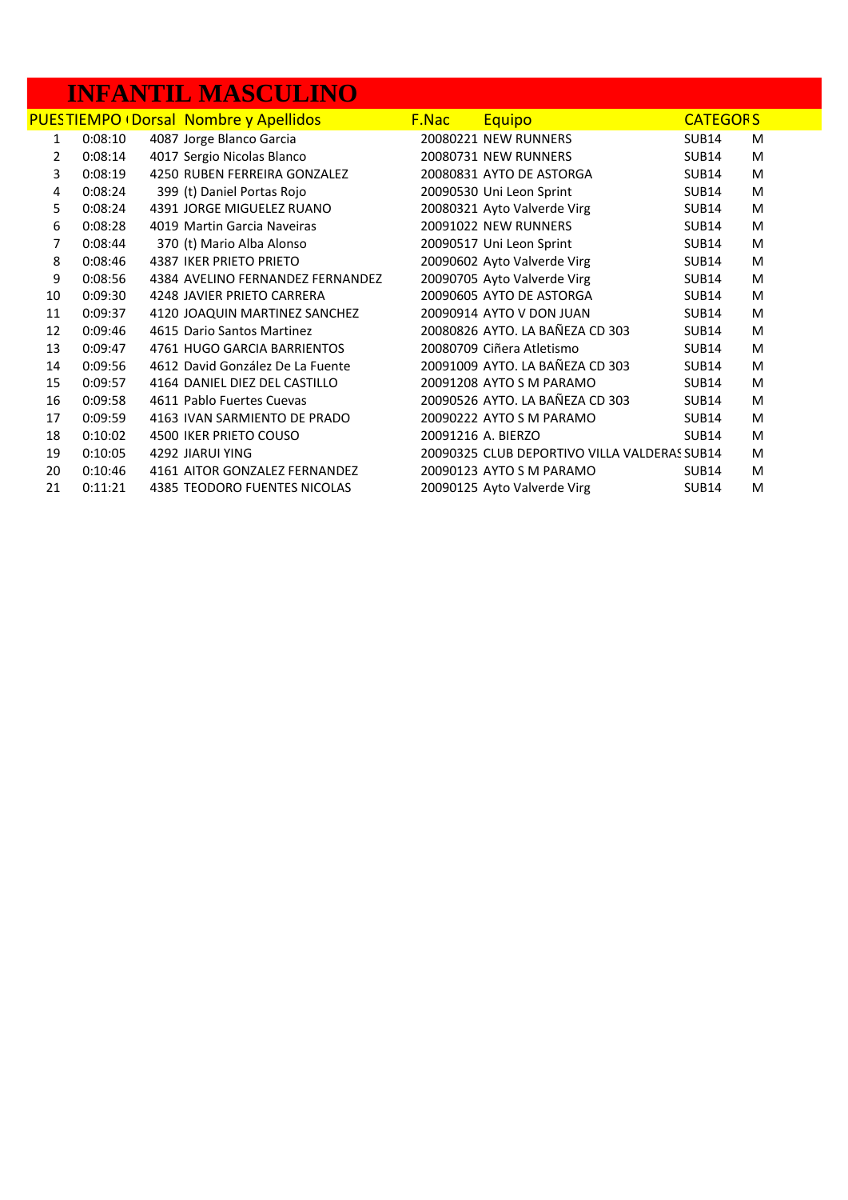# INFANTIL MASCULINO

| PUES | TIEMPO | Dorsal | Nombre y Apellidos | F.Nac | Equipo | CATEGOR | S |
|---|---|---|---|---|---|---|---|
| 1 | 0:08:10 | 4087 | Jorge Blanco Garcia | 20080221 | NEW RUNNERS | SUB14 | M |
| 2 | 0:08:14 | 4017 | Sergio Nicolas Blanco | 20080731 | NEW RUNNERS | SUB14 | M |
| 3 | 0:08:19 | 4250 | RUBEN FERREIRA GONZALEZ | 20080831 | AYTO DE ASTORGA | SUB14 | M |
| 4 | 0:08:24 | 399 | (t) Daniel Portas Rojo | 20090530 | Uni Leon Sprint | SUB14 | M |
| 5 | 0:08:24 | 4391 | JORGE MIGUELEZ RUANO | 20080321 | Ayto Valverde Virg | SUB14 | M |
| 6 | 0:08:28 | 4019 | Martin Garcia Naveiras | 20091022 | NEW RUNNERS | SUB14 | M |
| 7 | 0:08:44 | 370 | (t) Mario Alba Alonso | 20090517 | Uni Leon Sprint | SUB14 | M |
| 8 | 0:08:46 | 4387 | IKER PRIETO PRIETO | 20090602 | Ayto Valverde Virg | SUB14 | M |
| 9 | 0:08:56 | 4384 | AVELINO FERNANDEZ FERNANDEZ | 20090705 | Ayto Valverde Virg | SUB14 | M |
| 10 | 0:09:30 | 4248 | JAVIER PRIETO CARRERA | 20090605 | AYTO DE ASTORGA | SUB14 | M |
| 11 | 0:09:37 | 4120 | JOAQUIN MARTINEZ SANCHEZ | 20090914 | AYTO V DON JUAN | SUB14 | M |
| 12 | 0:09:46 | 4615 | Dario Santos Martinez | 20080826 | AYTO. LA BAÑEZA CD 303 | SUB14 | M |
| 13 | 0:09:47 | 4761 | HUGO GARCIA BARRIENTOS | 20080709 | Ciñera Atletismo | SUB14 | M |
| 14 | 0:09:56 | 4612 | David González De La Fuente | 20091009 | AYTO. LA BAÑEZA CD 303 | SUB14 | M |
| 15 | 0:09:57 | 4164 | DANIEL DIEZ DEL CASTILLO | 20091208 | AYTO S M PARAMO | SUB14 | M |
| 16 | 0:09:58 | 4611 | Pablo Fuertes Cuevas | 20090526 | AYTO. LA BAÑEZA CD 303 | SUB14 | M |
| 17 | 0:09:59 | 4163 | IVAN SARMIENTO DE PRADO | 20090222 | AYTO S M PARAMO | SUB14 | M |
| 18 | 0:10:02 | 4500 | IKER PRIETO COUSO | 20091216 | A. BIERZO | SUB14 | M |
| 19 | 0:10:05 | 4292 | JIARUI YING | 20090325 | CLUB DEPORTIVO VILLA VALDERAS | SUB14 | M |
| 20 | 0:10:46 | 4161 | AITOR GONZALEZ FERNANDEZ | 20090123 | AYTO S M PARAMO | SUB14 | M |
| 21 | 0:11:21 | 4385 | TEODORO FUENTES NICOLAS | 20090125 | Ayto Valverde Virg | SUB14 | M |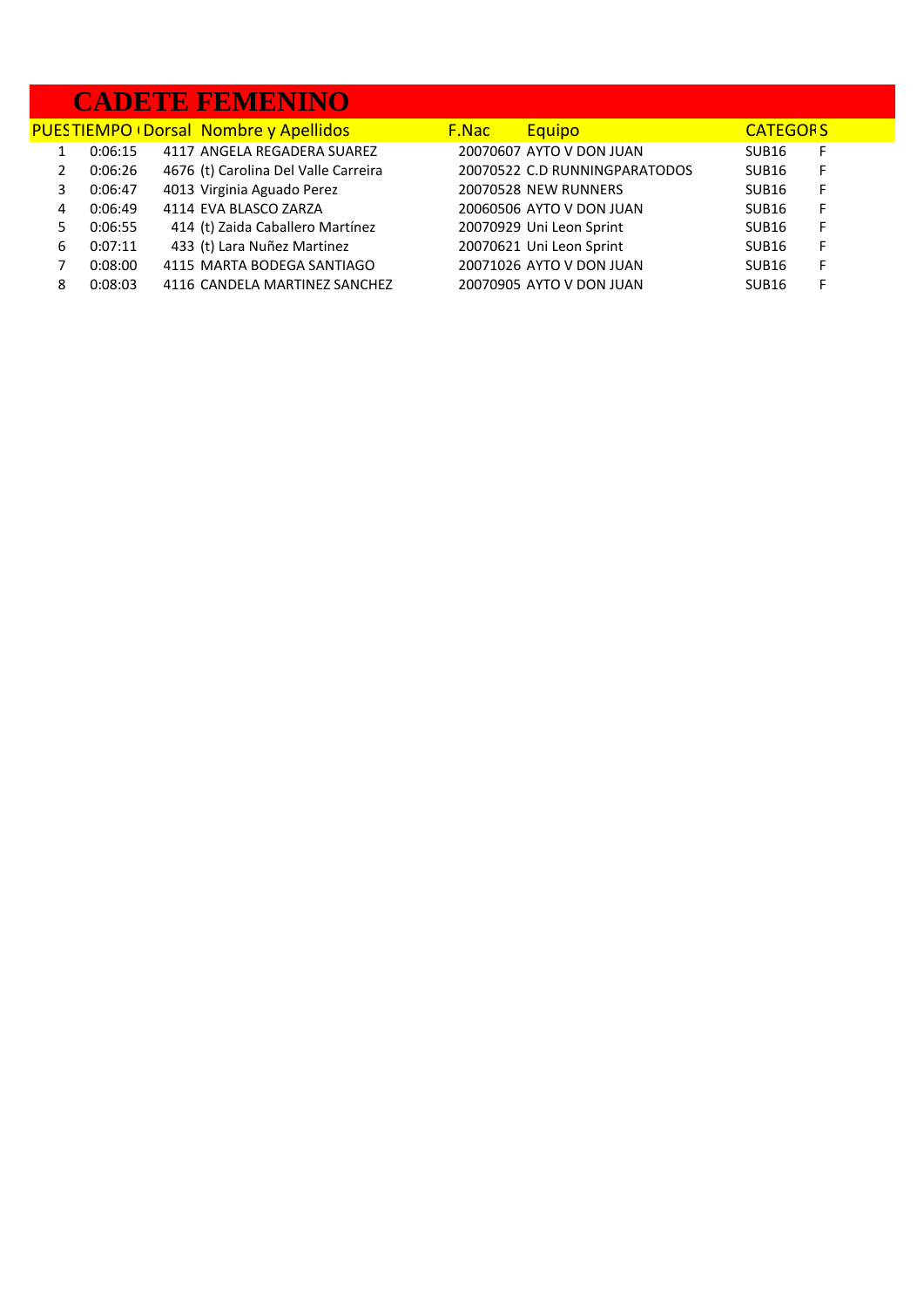# CADETE FEMENINO

| PUES | TIEMPO ( | Dorsal | Nombre y Apellidos | F.Nac | Equipo | CATEGOR | S |
|---|---|---|---|---|---|---|---|
| 1 | 0:06:15 | 4117 | ANGELA REGADERA SUAREZ | 20070607 | AYTO V DON JUAN | SUB16 | F |
| 2 | 0:06:26 | 4676 | (t) Carolina Del Valle Carreira | 20070522 | C.D RUNNINGPARATODOS | SUB16 | F |
| 3 | 0:06:47 | 4013 | Virginia Aguado Perez | 20070528 | NEW RUNNERS | SUB16 | F |
| 4 | 0:06:49 | 4114 | EVA BLASCO ZARZA | 20060506 | AYTO V DON JUAN | SUB16 | F |
| 5 | 0:06:55 | 414 | (t) Zaida Caballero Martínez | 20070929 | Uni Leon Sprint | SUB16 | F |
| 6 | 0:07:11 | 433 | (t) Lara Nuñez Martinez | 20070621 | Uni Leon Sprint | SUB16 | F |
| 7 | 0:08:00 | 4115 | MARTA BODEGA SANTIAGO | 20071026 | AYTO V DON JUAN | SUB16 | F |
| 8 | 0:08:03 | 4116 | CANDELA MARTINEZ SANCHEZ | 20070905 | AYTO V DON JUAN | SUB16 | F |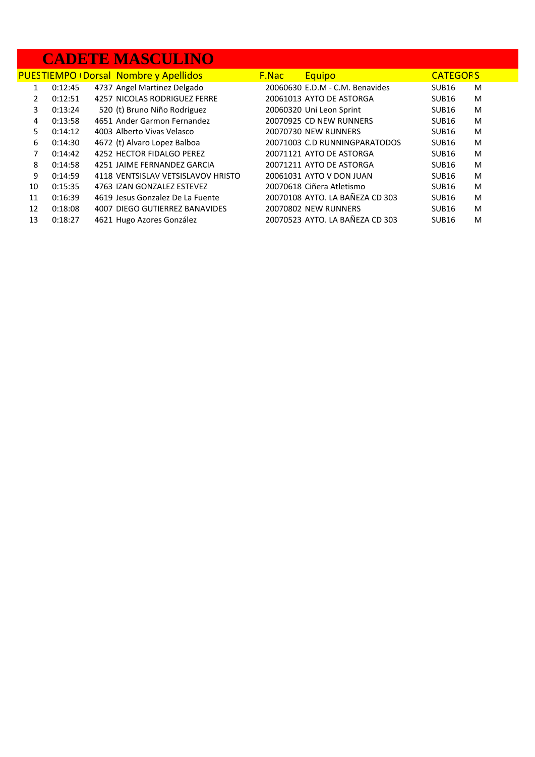# CADETE MASCULINO

| PUES | TIEMPO ( | Dorsal | Nombre y Apellidos | F.Nac | Equipo | CATEGOR | S |
|---|---|---|---|---|---|---|---|
| 1 | 0:12:45 | 4737 | Angel Martinez Delgado | 20060630 | E.D.M - C.M. Benavides | SUB16 | M |
| 2 | 0:12:51 | 4257 | NICOLAS RODRIGUEZ FERRE | 20061013 | AYTO DE ASTORGA | SUB16 | M |
| 3 | 0:13:24 | 520 | (t) Bruno Niño Rodriguez | 20060320 | Uni Leon Sprint | SUB16 | M |
| 4 | 0:13:58 | 4651 | Ander Garmon Fernandez | 20070925 | CD NEW RUNNERS | SUB16 | M |
| 5 | 0:14:12 | 4003 | Alberto Vivas Velasco | 20070730 | NEW RUNNERS | SUB16 | M |
| 6 | 0:14:30 | 4672 | (t) Alvaro Lopez Balboa | 20071003 | C.D RUNNINGPARATODOS | SUB16 | M |
| 7 | 0:14:42 | 4252 | HECTOR FIDALGO PEREZ | 20071121 | AYTO DE ASTORGA | SUB16 | M |
| 8 | 0:14:58 | 4251 | JAIME FERNANDEZ GARCIA | 20071211 | AYTO DE ASTORGA | SUB16 | M |
| 9 | 0:14:59 | 4118 | VENTSISLAV VETSISLAVOV HRISTO | 20061031 | AYTO V DON JUAN | SUB16 | M |
| 10 | 0:15:35 | 4763 | IZAN GONZALEZ ESTEVEZ | 20070618 | Ciñera Atletismo | SUB16 | M |
| 11 | 0:16:39 | 4619 | Jesus Gonzalez De La Fuente | 20070108 | AYTO. LA BAÑEZA CD 303 | SUB16 | M |
| 12 | 0:18:08 | 4007 | DIEGO GUTIERREZ BANAVIDES | 20070802 | NEW RUNNERS | SUB16 | M |
| 13 | 0:18:27 | 4621 | Hugo Azores González | 20070523 | AYTO. LA BAÑEZA CD 303 | SUB16 | M |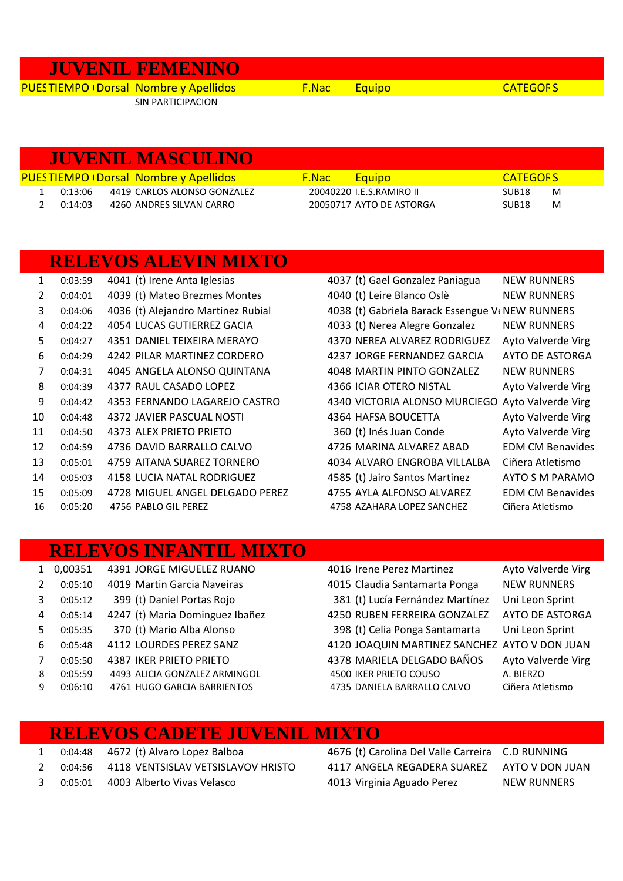# JUVENIL FEMENINO

| PUES | TIEMPO | Dorsal | Nombre y Apellidos | F.Nac | Equipo | CATEGOR | S |
|---|---|---|---|---|---|---|---|
| | | | SIN PARTICIPACION | | | | |

# JUVENIL MASCULINO

| PUES | TIEMPO | Dorsal | Nombre y Apellidos | F.Nac | Equipo | CATEGOR | S |
|---|---|---|---|---|---|---|---|
| 1 | 0:13:06 | 4419 | CARLOS ALONSO GONZALEZ | 20040220 | I.E.S.RAMIRO II | SUB18 | M |
| 2 | 0:14:03 | 4260 | ANDRES SILVAN CARRO | 20050717 | AYTO DE ASTORGA | SUB18 | M |

# RELEVOS ALEVIN MIXTO

| | | | | | | |
|---|---|---|---|---|---|---|
| 1 | 0:03:59 | 4041 | (t) Irene Anta Iglesias | 4037 | (t) Gael Gonzalez Paniagua | NEW RUNNERS |
| 2 | 0:04:01 | 4039 | (t) Mateo Brezmes Montes | 4040 | (t) Leire Blanco Oslè | NEW RUNNERS |
| 3 | 0:04:06 | 4036 | (t) Alejandro Martinez Rubial | 4038 | (t) Gabriela Barack Essengue Ve | NEW RUNNERS |
| 4 | 0:04:22 | 4054 | LUCAS GUTIERREZ GACIA | 4033 | (t) Nerea Alegre Gonzalez | NEW RUNNERS |
| 5 | 0:04:27 | 4351 | DANIEL TEIXEIRA MERAYO | 4370 | NEREA ALVAREZ RODRIGUEZ | Ayto Valverde Virg |
| 6 | 0:04:29 | 4242 | PILAR MARTINEZ CORDERO | 4237 | JORGE FERNANDEZ GARCIA | AYTO DE ASTORGA |
| 7 | 0:04:31 | 4045 | ANGELA ALONSO QUINTANA | 4048 | MARTIN PINTO GONZALEZ | NEW RUNNERS |
| 8 | 0:04:39 | 4377 | RAUL CASADO LOPEZ | 4366 | ICIAR OTERO NISTAL | Ayto Valverde Virg |
| 9 | 0:04:42 | 4353 | FERNANDO LAGAREJO CASTRO | 4340 | VICTORIA ALONSO MURCIEGO | Ayto Valverde Virg |
| 10 | 0:04:48 | 4372 | JAVIER PASCUAL NOSTI | 4364 | HAFSA BOUCETTA | Ayto Valverde Virg |
| 11 | 0:04:50 | 4373 | ALEX PRIETO PRIETO | 360 | (t) Inés Juan Conde | Ayto Valverde Virg |
| 12 | 0:04:59 | 4736 | DAVID BARRALLO CALVO | 4726 | MARINA ALVAREZ ABAD | EDM CM Benavides |
| 13 | 0:05:01 | 4759 | AITANA SUAREZ TORNERO | 4034 | ALVARO ENGROBA VILLALBA | Ciñera Atletismo |
| 14 | 0:05:03 | 4158 | LUCIA NATAL RODRIGUEZ | 4585 | (t) Jairo Santos Martinez | AYTO S M PARAMO |
| 15 | 0:05:09 | 4728 | MIGUEL ANGEL DELGADO PEREZ | 4755 | AYLA ALFONSO ALVAREZ | EDM CM Benavides |
| 16 | 0:05:20 | 4756 | PABLO GIL PEREZ | 4758 | AZAHARA LOPEZ SANCHEZ | Ciñera Atletismo |

# RELEVOS INFANTIL MIXTO

| | | | | | | |
|---|---|---|---|---|---|---|
| 1 | 0,00351 | 4391 | JORGE MIGUELEZ RUANO | 4016 | Irene Perez Martinez | Ayto Valverde Virg |
| 2 | 0:05:10 | 4019 | Martin Garcia Naveiras | 4015 | Claudia Santamarta Ponga | NEW RUNNERS |
| 3 | 0:05:12 | 399 | (t) Daniel Portas Rojo | 381 | (t) Lucía Fernández Martínez | Uni Leon Sprint |
| 4 | 0:05:14 | 4247 | (t) Maria Dominguez Ibañez | 4250 | RUBEN FERREIRA GONZALEZ | AYTO DE ASTORGA |
| 5 | 0:05:35 | 370 | (t) Mario Alba Alonso | 398 | (t) Celia Ponga Santamarta | Uni Leon Sprint |
| 6 | 0:05:48 | 4112 | LOURDES PEREZ SANZ | 4120 | JOAQUIN MARTINEZ SANCHEZ | AYTO V DON JUAN |
| 7 | 0:05:50 | 4387 | IKER PRIETO PRIETO | 4378 | MARIELA DELGADO BAÑOS | Ayto Valverde Virg |
| 8 | 0:05:59 | 4493 | ALICIA GONZALEZ ARMINGOL | 4500 | IKER PRIETO COUSO | A. BIERZO |
| 9 | 0:06:10 | 4761 | HUGO GARCIA BARRIENTOS | 4735 | DANIELA BARRALLO CALVO | Ciñera Atletismo |

# RELEVOS CADETE JUVENIL MIXTO

| | | | | | | |
|---|---|---|---|---|---|---|
| 1 | 0:04:48 | 4672 | (t) Alvaro Lopez Balboa | 4676 | (t) Carolina Del Valle Carreira | C.D RUNNING |
| 2 | 0:04:56 | 4118 | VENTSISLAV VETSISLAVOV HRISTO | 4117 | ANGELA REGADERA SUAREZ | AYTO V DON JUAN |
| 3 | 0:05:01 | 4003 | Alberto Vivas Velasco | 4013 | Virginia Aguado Perez | NEW RUNNERS |